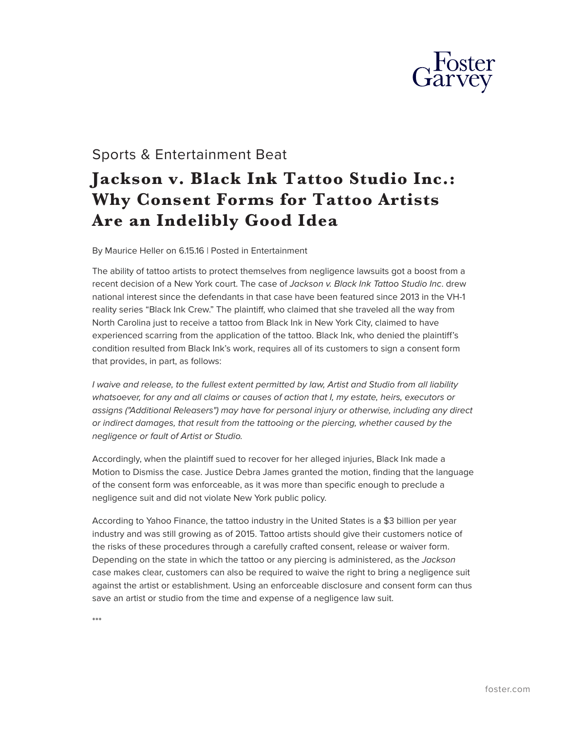Sports & Entertainment Beat

# Jackson v. Black Ink Tattoo Studio Inc.: Why Consent Forms for Tattoo Artists Are an Indelibly Good Idea

By Maurice Heller on 6.15.16 | Posted in Entertainment

The ability of tattoo artists to protect themselves from negligence lawsuits got a boost from a recent decision of a New York court. The case of *Jackson v. Black Ink Tattoo Studio Inc*. drew national interest since the defendants in that case have been featured since 2013 in the VH-1 reality series "Black Ink Crew." The plaintiff, who claimed that she traveled all the way from North Carolina just to receive a tattoo from Black Ink in New York City, claimed to have experienced scarring from the application of the tattoo. Black Ink, who denied the plaintiff's condition resulted from Black Ink's work, requires all of its customers to sign a consent form that provides, in part, as follows:

*I waive and release, to the fullest extent permitted by law, Artist and Studio from all liability whatsoever, for any and all claims or causes of action that I, my estate, heirs, executors or assigns ("Additional Releasers") may have for personal injury or otherwise, including any direct or indirect damages, that result from the tattooing or the piercing, whether caused by the negligence or fault of Artist or Studio.*

Accordingly, when the plaintiff sued to recover for her alleged injuries, Black Ink made a Motion to Dismiss the case. Justice Debra James granted the motion, finding that the language of the consent form was enforceable, as it was more than specific enough to preclude a negligence suit and did not violate New York public policy.

According to Yahoo Finance, the tattoo industry in the United States is a $3 billion per year industry and was still growing as of 2015. Tattoo artists should give their customers notice of the risks of these procedures through a carefully crafted consent, release or waiver form. Depending on the state in which the tattoo or any piercing is administered, as the *Jackson* case makes clear, customers can also be required to waive the right to bring a negligence suit against the artist or establishment. Using an enforceable disclosure and consent form can thus save an artist or studio from the time and expense of a negligence law suit.

***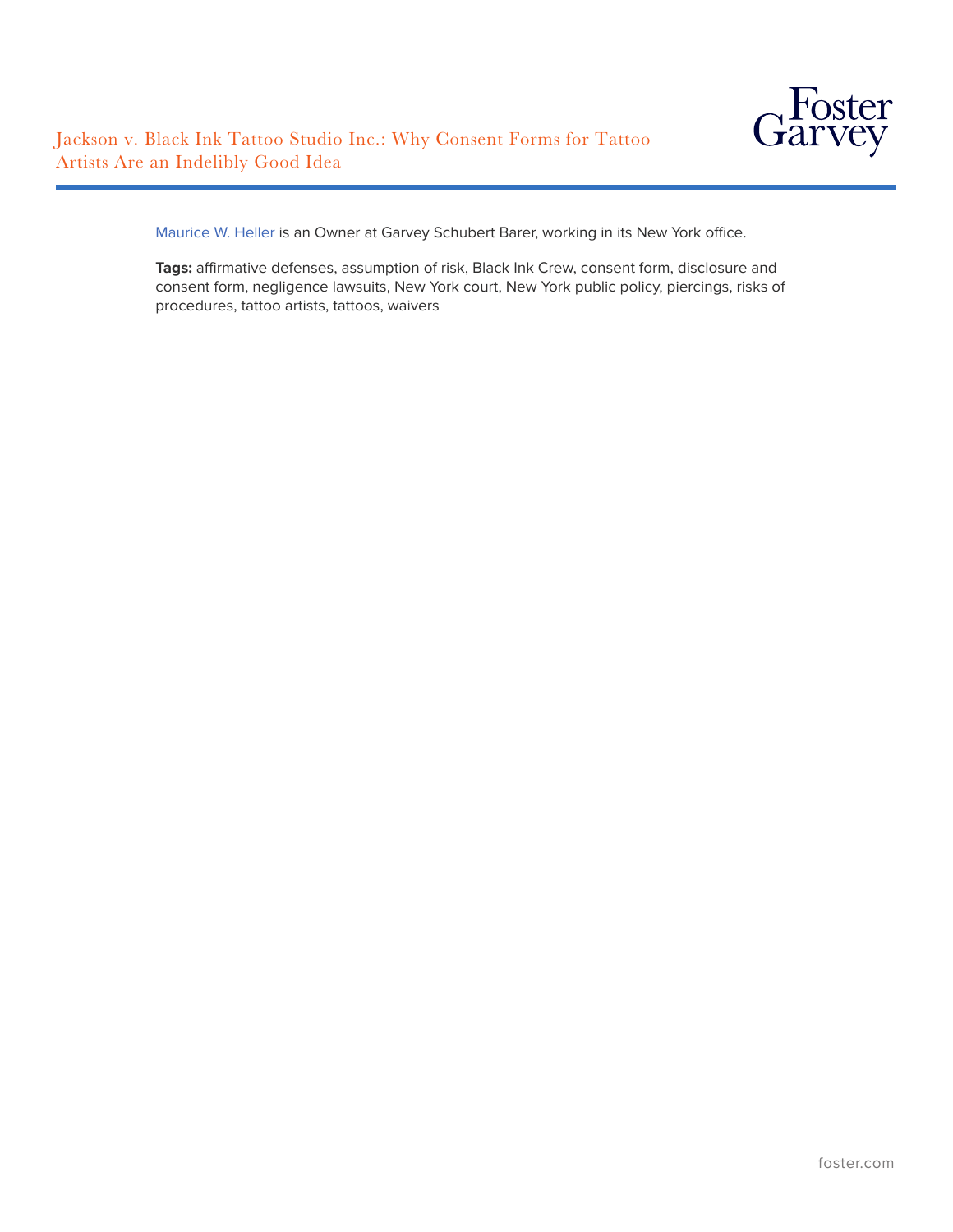Maurice W. Heller is an Owner at Garvey Schubert Barer, working in its New York office.

**Tags:** affirmative defenses, assumption of risk, Black Ink Crew, consent form, disclosure and consent form, negligence lawsuits, New York court, New York public policy, piercings, risks of procedures, tattoo artists, tattoos, waivers